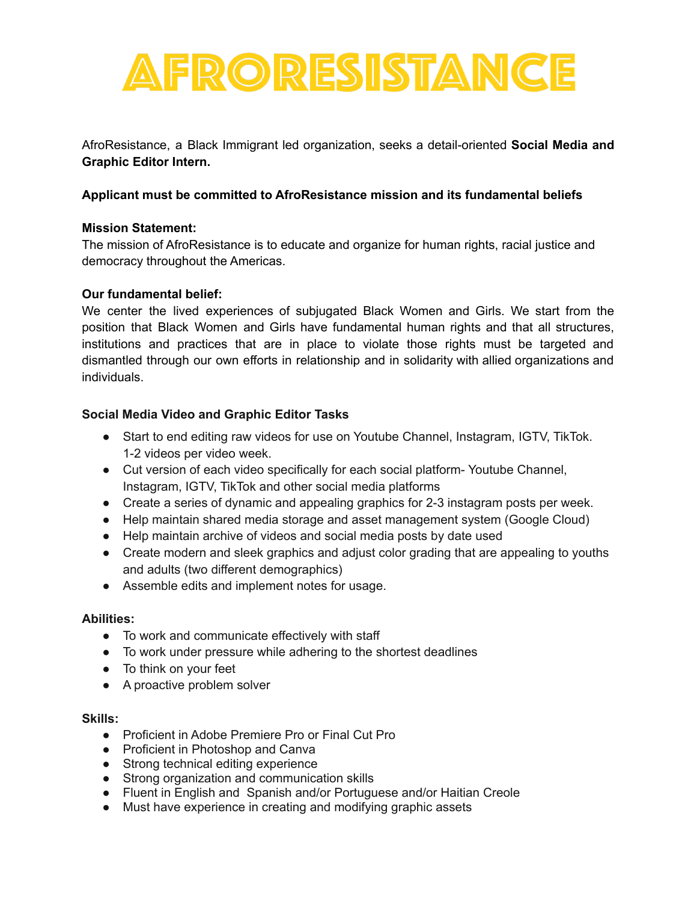# AFRORESISTANCE

AfroResistance, a Black Immigrant led organization, seeks a detail-oriented **Social Media and Graphic Editor Intern.**

**Applicant must be committed to AfroResistance mission and its fundamental beliefs**

**Mission Statement:**
The mission of AfroResistance is to educate and organize for human rights, racial justice and democracy throughout the Americas.

**Our fundamental belief:**
We center the lived experiences of subjugated Black Women and Girls. We start from the position that Black Women and Girls have fundamental human rights and that all structures, institutions and practices that are in place to violate those rights must be targeted and dismantled through our own efforts in relationship and in solidarity with allied organizations and individuals.

**Social Media Video and Graphic Editor Tasks**

- Start to end editing raw videos for use on Youtube Channel, Instagram, IGTV, TikTok. 1-2 videos per video week.
- Cut version of each video specifically for each social platform- Youtube Channel, Instagram, IGTV, TikTok and other social media platforms
- Create a series of dynamic and appealing graphics for 2-3 instagram posts per week.
- Help maintain shared media storage and asset management system (Google Cloud)
- Help maintain archive of videos and social media posts by date used
- Create modern and sleek graphics and adjust color grading that are appealing to youths and adults (two different demographics)
- Assemble edits and implement notes for usage.

**Abilities:**

- To work and communicate effectively with staff
- To work under pressure while adhering to the shortest deadlines
- To think on your feet
- A proactive problem solver

**Skills:**

- Proficient in Adobe Premiere Pro or Final Cut Pro
- Proficient in Photoshop and Canva
- Strong technical editing experience
- Strong organization and communication skills
- Fluent in English and Spanish and/or Portuguese and/or Haitian Creole
- Must have experience in creating and modifying graphic assets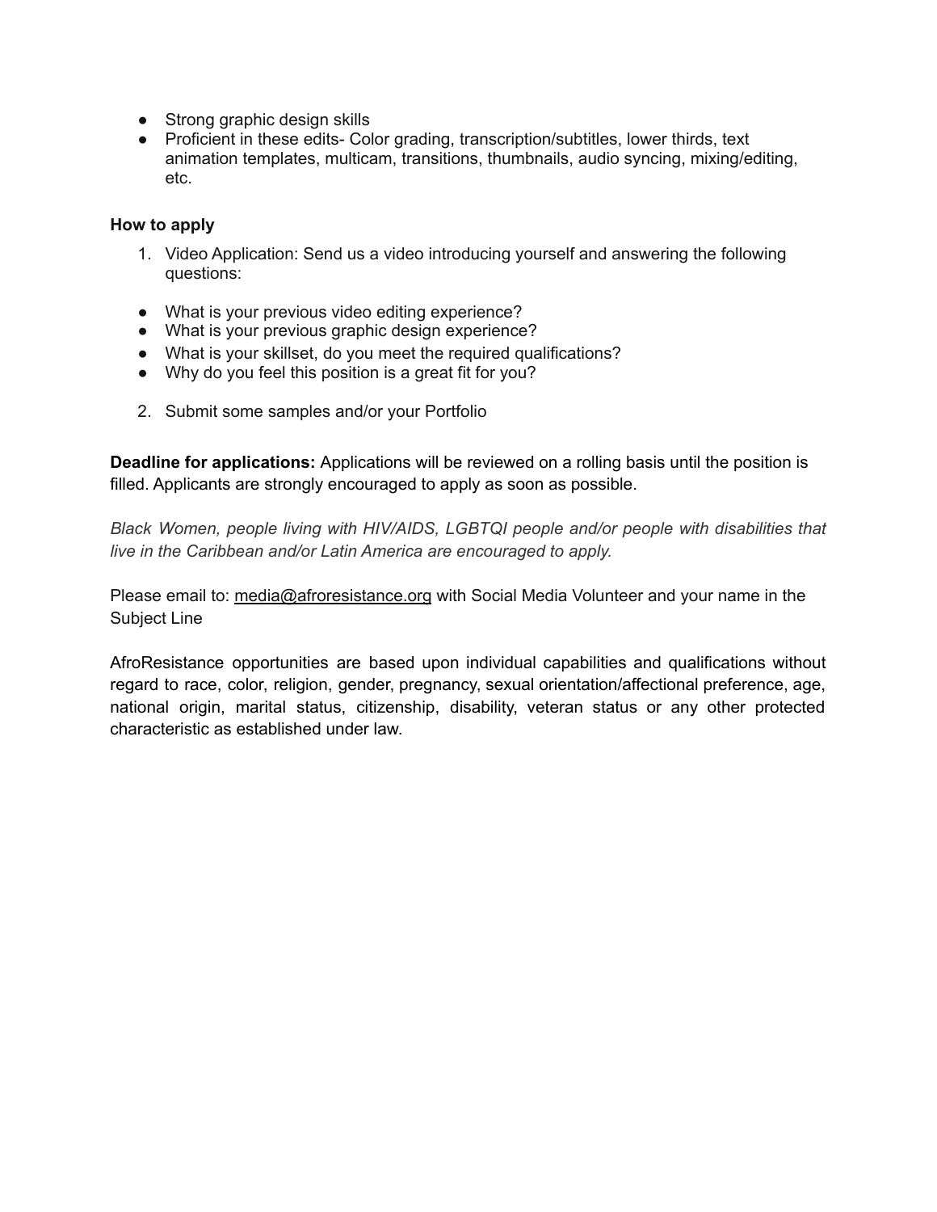- Strong graphic design skills
- Proficient in these edits- Color grading, transcription/subtitles, lower thirds, text animation templates, multicam, transitions, thumbnails, audio syncing, mixing/editing, etc.

**How to apply**

1. Video Application: Send us a video introducing yourself and answering the following questions:

- What is your previous video editing experience?
- What is your previous graphic design experience?
- What is your skillset, do you meet the required qualifications?
- Why do you feel this position is a great fit for you?

2. Submit some samples and/or your Portfolio

**Deadline for applications:** Applications will be reviewed on a rolling basis until the position is filled. Applicants are strongly encouraged to apply as soon as possible.

*Black Women, people living with HIV/AIDS, LGBTQI people and/or people with disabilities that live in the Caribbean and/or Latin America are encouraged to apply.*

Please email to: media@afroresistance.org with Social Media Volunteer and your name in the Subject Line

AfroResistance opportunities are based upon individual capabilities and qualifications without regard to race, color, religion, gender, pregnancy, sexual orientation/affectional preference, age, national origin, marital status, citizenship, disability, veteran status or any other protected characteristic as established under law.